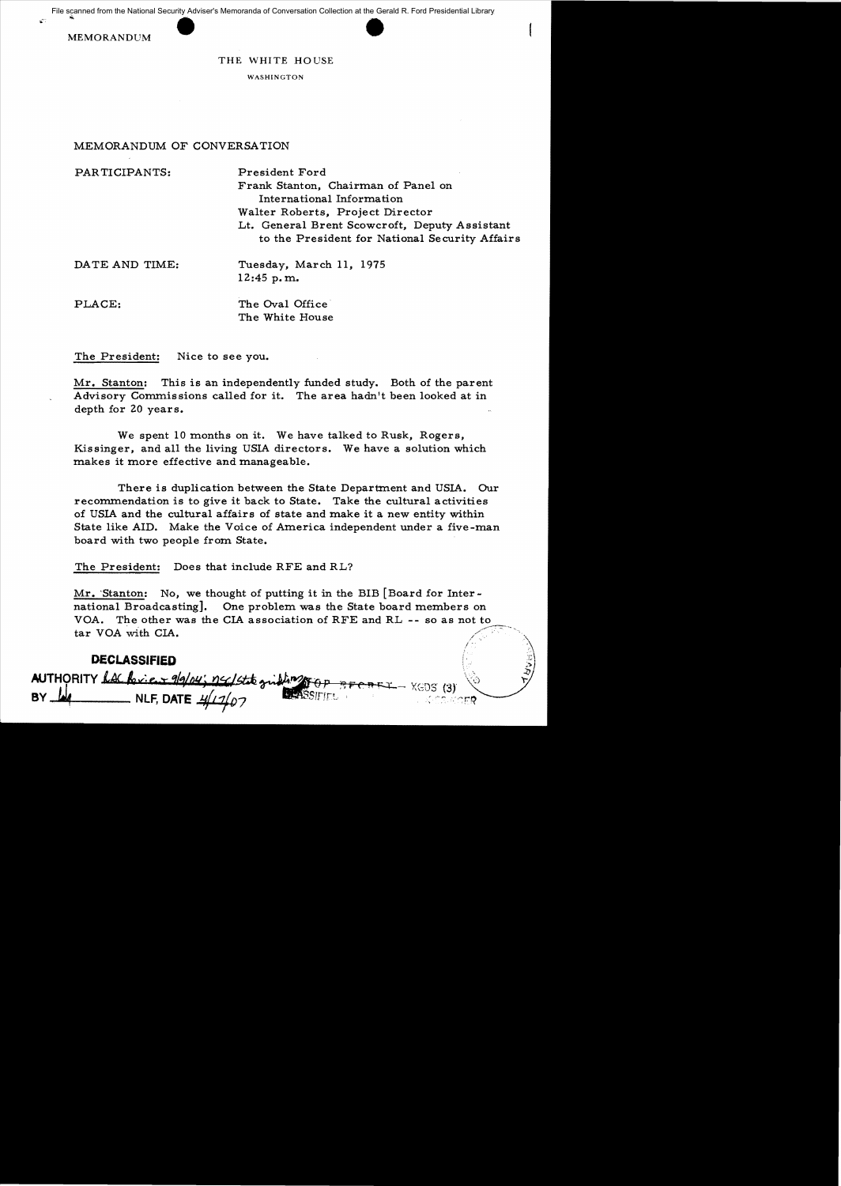MEMORANDUM

THE WHITE HOUSE

WASHINGTON

MEMORANDUM OF CONVERSATION

PARTICIPANTS: President Ford
Frank Stanton, Chairman of Panel on International Information
Walter Roberts, Project Director
Lt. General Brent Scowcroft, Deputy Assistant to the President for National Security Affairs

DATE AND TIME: Tuesday, March 11, 1975
12:45 p.m.

PLACE: The Oval Office
The White House

The President: Nice to see you.

Mr. Stanton: This is an independently funded study. Both of the parent Advisory Commissions called for it. The area hadn't been looked at in depth for 20 years.

We spent 10 months on it. We have talked to Rusk, Rogers, Kissinger, and all the living USIA directors. We have a solution which makes it more effective and manageable.

There is duplication between the State Department and USIA. Our recommendation is to give it back to State. Take the cultural activities of USIA and the cultural affairs of state and make it a new entity within State like AID. Make the Voice of America independent under a five-man board with two people from State.

The President: Does that include RFE and RL?

Mr. Stanton: No, we thought of putting it in the BIB [Board for International Broadcasting]. One problem was the State board members on VOA. The other was the CIA association of RFE and RL -- so as not to tar VOA with CIA.

DECLASSIFIED
AUTHORITY LAC Review 9/9/04; NSC/State guidelines
BY LW NLF, DATE 4/17/07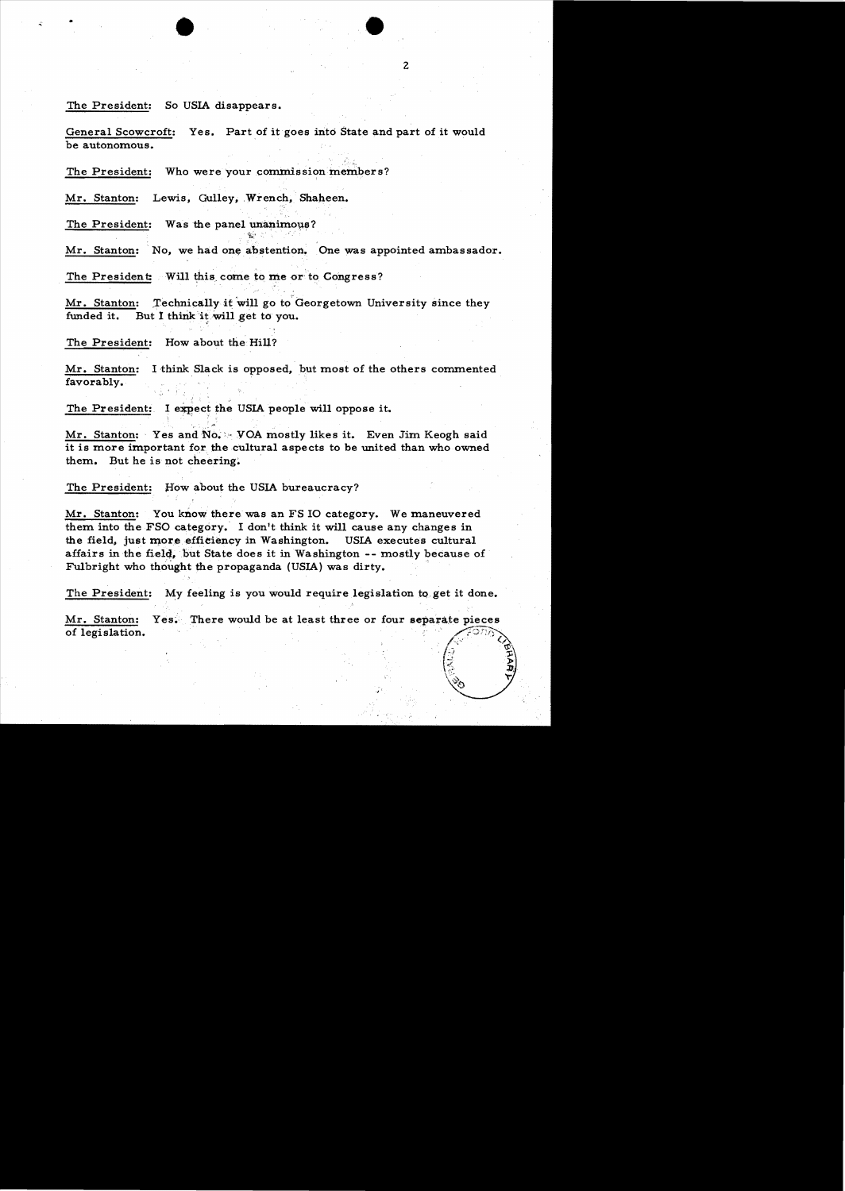The President: So USIA disappears.

General Scowcroft: Yes. Part of it goes into State and part of it would be autonomous.

The President: Who were your commission members?

Mr. Stanton: Lewis, Gulley, Wrench, Shaheen.

The President: Was the panel unanimous?

Mr. Stanton: No, we had one abstention. One was appointed ambassador.

The President: Will this come to me or to Congress?

Mr. Stanton: Technically it will go to Georgetown University since they funded it. But I think it will get to you.

The President: How about the Hill?

Mr. Stanton: I think Slack is opposed, but most of the others commented favorably.

The President: I expect the USIA people will oppose it.

Mr. Stanton: Yes and No. VOA mostly likes it. Even Jim Keogh said it is more important for the cultural aspects to be united than who owned them. But he is not cheering.

The President: How about the USIA bureaucracy?

Mr. Stanton: You know there was an FS IO category. We maneuvered them into the FSO category. I don't think it will cause any changes in the field, just more efficiency in Washington. USIA executes cultural affairs in the field, but State does it in Washington -- mostly because of Fulbright who thought the propaganda (USIA) was dirty.

The President: My feeling is you would require legislation to get it done.

Mr. Stanton: Yes. There would be at least three or four separate pieces of legislation.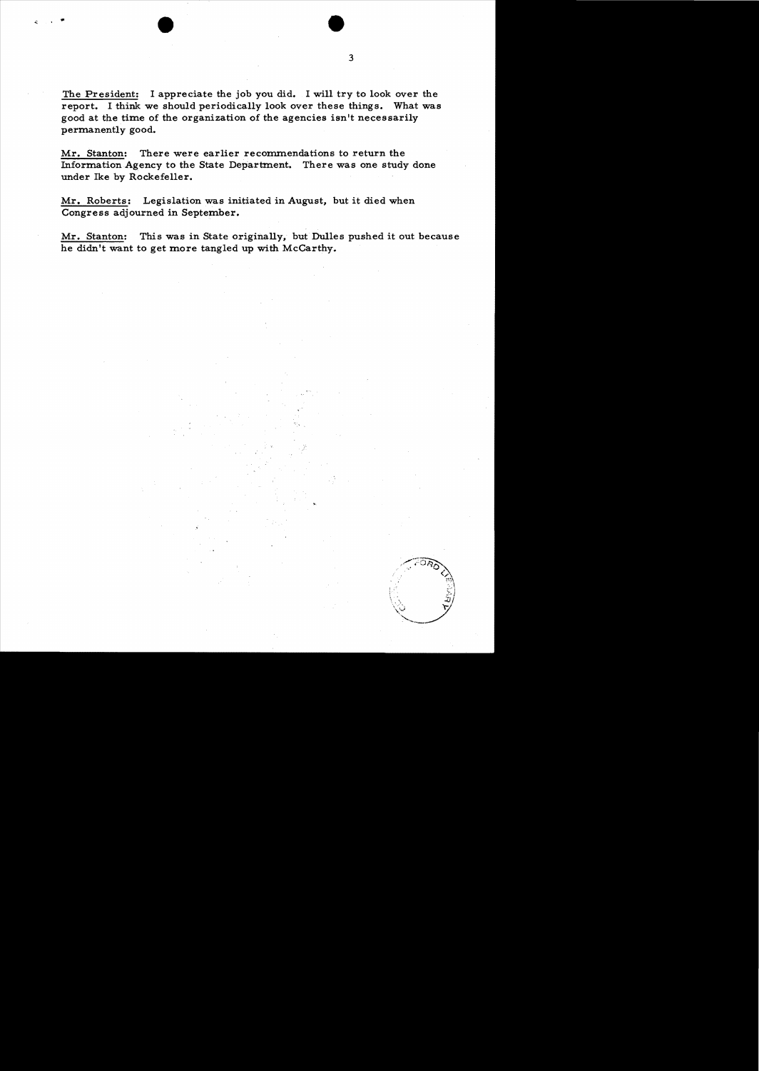<u>The President</u>: I appreciate the job you did. I will try to look over the report. I think we should periodically look over these things. What was good at the time of the organization of the agencies isn't necessarily permanently good.

<u>Mr. Stanton</u>: There were earlier recommendations to return the Information Agency to the State Department. There was one study done under Ike by Rockefeller.

<u>Mr. Roberts</u>: Legislation was initiated in August, but it died when Congress adjourned in September.

<u>Mr. Stanton</u>: This was in State originally, but Dulles pushed it out because he didn't want to get more tangled up with McCarthy.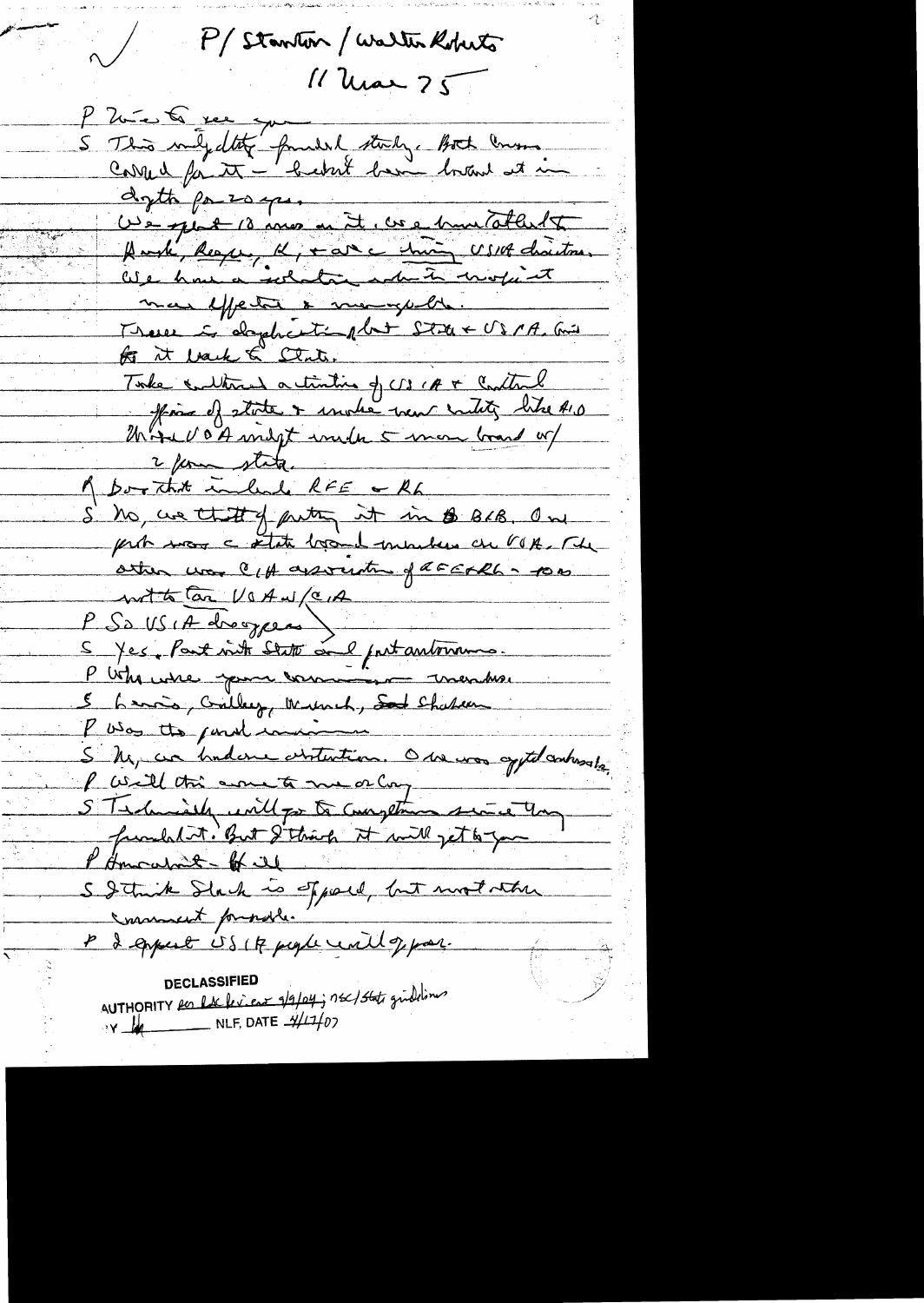P/ Stanton / Walter Roberts

11 Mar 75

P Nice to see you

S This only deals with the funded study. Both Cmsn carried far it – but hasn't been broad at in depth for 20 yrs.

We spent 18 mos on it. We have talked to Amb, Reagan, K, + all the living USIA directors.

We have a solution which we think is more effective & manageable.

There is duplication plus State + USIA. Give ED it back to State.

Take cultural activities of USIA + cultural affairs of state + make new entity like AID.

Make VOA indep under 5 man board w/ 2 from state.

P Does that include RFE + RL

S No, we thought of putting it in BIB. One part was a state board member on VOA. The other was CIA association of RFE + RL – so not to tar VOA w/ CIA.

P So USIA disappears

S Yes. Part into State and part autonomous.

P Who were your commission members.

S Lewis, Gilley, Murch, Sat Chapman

P Was this panel unanimous

S No, we had one abstention. One was opposed ambassador.

P Will this come to me or Cong

S Technically will go to Congress since they funded it. But I think it will get to you.

P Amcabinet – Ok it

S I think Slack is opposed, but most other comment favorable.

P I expect USIA people will oppose.

DECLASSIFIED
AUTHORITY per Lab Review 9/9/04; NSC/State guidelines
BY [illegible] NLF, DATE 4/17/07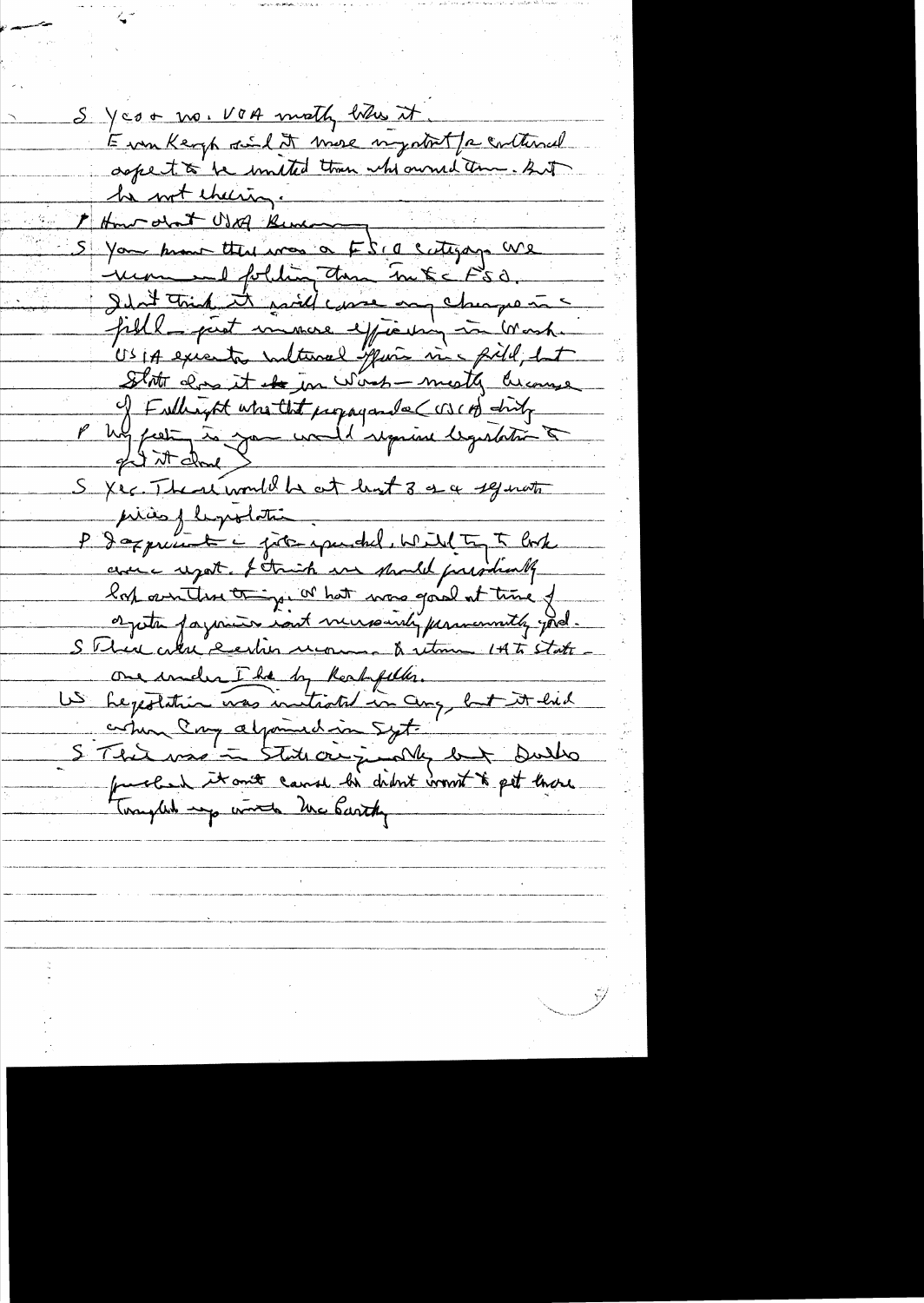S Yes & no. VOA mostly likes it.
Even Keogh said it more important for cultural aspect to be united than who owned them. But he not cheering.

P How about USIA Bureau

S You know there was a FSIO category. We recommend folding them into the FSO. I don't think it will cause any change in field — just more efficiency in Wash. USIA executes cultural affairs in field, but State does it in Wash — mostly because of Fulbright who thought propaganda (USIA) dirty.

P My feeling is you would require legislation to get it done?

S Yes. There would be at least 3 or 4 separate pieces of legislation.

P I appreciate your spirited, hold [sic] try to look over the report. I think we should periodically look over these things. What was good at time of organization is not necessarily permanently good.

S There were earlier recommendations to return USIA to State — one under Ike by Rockefeller.

WS Legislation was initiated in Cong, but it died when Cong adjourned in Sept.

S There was in State originally but Dulles pushed it out cause he didn't want to get more tangled up with McCarthy.